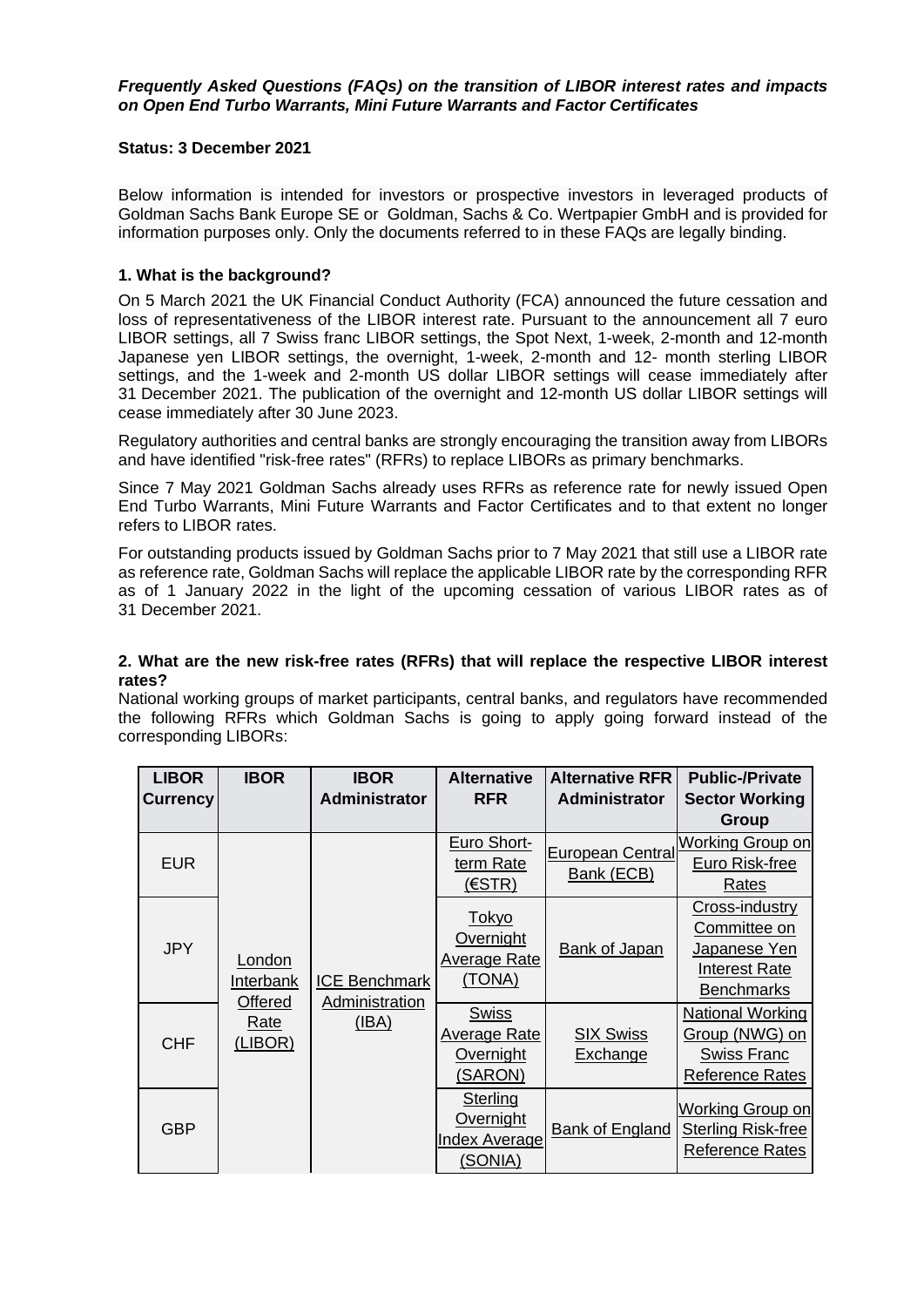***Frequently Asked Questions (FAQs) on the transition of LIBOR interest rates and impacts on Open End Turbo Warrants, Mini Future Warrants and Factor Certificates***

**Status: 3 December 2021**

Below information is intended for investors or prospective investors in leveraged products of Goldman Sachs Bank Europe SE or Goldman, Sachs & Co. Wertpapier GmbH and is provided for information purposes only. Only the documents referred to in these FAQs are legally binding.

**1. What is the background?**

On 5 March 2021 the UK Financial Conduct Authority (FCA) announced the future cessation and loss of representativeness of the LIBOR interest rate. Pursuant to the announcement all 7 euro LIBOR settings, all 7 Swiss franc LIBOR settings, the Spot Next, 1-week, 2-month and 12-month Japanese yen LIBOR settings, the overnight, 1-week, 2-month and 12- month sterling LIBOR settings, and the 1-week and 2-month US dollar LIBOR settings will cease immediately after 31 December 2021. The publication of the overnight and 12-month US dollar LIBOR settings will cease immediately after 30 June 2023.

Regulatory authorities and central banks are strongly encouraging the transition away from LIBORs and have identified "risk-free rates" (RFRs) to replace LIBORs as primary benchmarks.

Since 7 May 2021 Goldman Sachs already uses RFRs as reference rate for newly issued Open End Turbo Warrants, Mini Future Warrants and Factor Certificates and to that extent no longer refers to LIBOR rates.

For outstanding products issued by Goldman Sachs prior to 7 May 2021 that still use a LIBOR rate as reference rate, Goldman Sachs will replace the applicable LIBOR rate by the corresponding RFR as of 1 January 2022 in the light of the upcoming cessation of various LIBOR rates as of 31 December 2021.

**2. What are the new risk-free rates (RFRs) that will replace the respective LIBOR interest rates?**

National working groups of market participants, central banks, and regulators have recommended the following RFRs which Goldman Sachs is going to apply going forward instead of the corresponding LIBORs:

| LIBOR Currency | IBOR | IBOR Administrator | Alternative RFR | Alternative RFR Administrator | Public-/Private Sector Working Group |
|---|---|---|---|---|---|
| EUR | London Interbank Offered Rate (LIBOR) | ICE Benchmark Administration (IBA) | Euro Short-term Rate (€STR) | European Central Bank (ECB) | Working Group on Euro Risk-free Rates |
| JPY | | | Tokyo Overnight Average Rate (TONA) | Bank of Japan | Cross-industry Committee on Japanese Yen Interest Rate Benchmarks |
| CHF | | | Swiss Average Rate Overnight (SARON) | SIX Swiss Exchange | National Working Group (NWG) on Swiss Franc Reference Rates |
| GBP | | | Sterling Overnight Index Average (SONIA) | Bank of England | Working Group on Sterling Risk-free Reference Rates |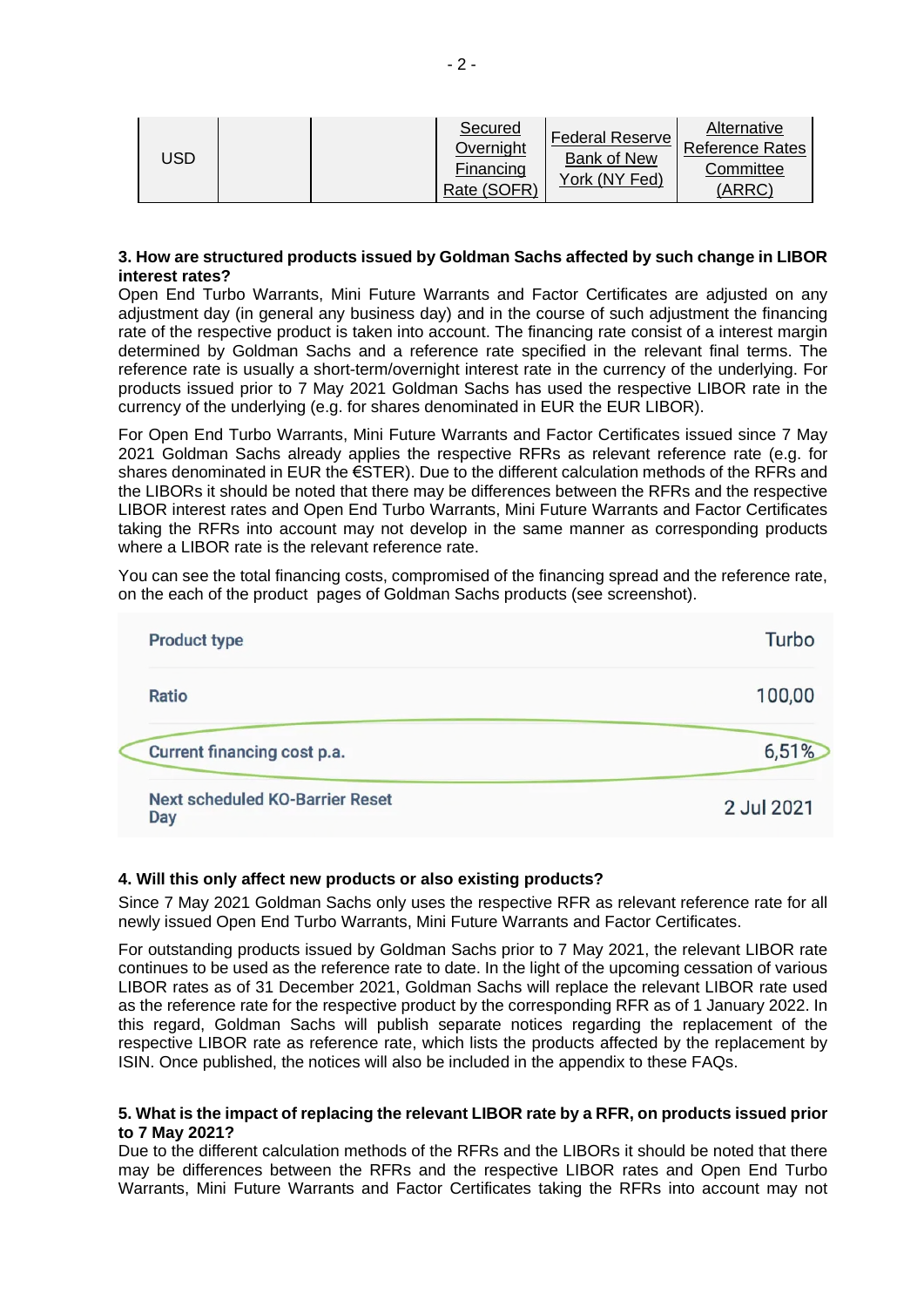| USD | | | Secured Overnight Financing Rate (SOFR) | Federal Reserve Bank of New York (NY Fed) | Alternative Reference Rates Committee (ARRC) |
|---|---|---|---|---|---|

**3. How are structured products issued by Goldman Sachs affected by such change in LIBOR interest rates?**

Open End Turbo Warrants, Mini Future Warrants and Factor Certificates are adjusted on any adjustment day (in general any business day) and in the course of such adjustment the financing rate of the respective product is taken into account. The financing rate consist of a interest margin determined by Goldman Sachs and a reference rate specified in the relevant final terms. The reference rate is usually a short-term/overnight interest rate in the currency of the underlying. For products issued prior to 7 May 2021 Goldman Sachs has used the respective LIBOR rate in the currency of the underlying (e.g. for shares denominated in EUR the EUR LIBOR).

For Open End Turbo Warrants, Mini Future Warrants and Factor Certificates issued since 7 May 2021 Goldman Sachs already applies the respective RFRs as relevant reference rate (e.g. for shares denominated in EUR the €STER). Due to the different calculation methods of the RFRs and the LIBORs it should be noted that there may be differences between the RFRs and the respective LIBOR interest rates and Open End Turbo Warrants, Mini Future Warrants and Factor Certificates taking the RFRs into account may not develop in the same manner as corresponding products where a LIBOR rate is the relevant reference rate.

You can see the total financing costs, compromised of the financing spread and the reference rate, on the each of the product pages of Goldman Sachs products (see screenshot).

| Product type | Turbo |
|---|---|
| Ratio | 100,00 |
| Current financing cost p.a. | 6,51% |
| Next scheduled KO-Barrier Reset Day | 2 Jul 2021 |

**4. Will this only affect new products or also existing products?**

Since 7 May 2021 Goldman Sachs only uses the respective RFR as relevant reference rate for all newly issued Open End Turbo Warrants, Mini Future Warrants and Factor Certificates.

For outstanding products issued by Goldman Sachs prior to 7 May 2021, the relevant LIBOR rate continues to be used as the reference rate to date. In the light of the upcoming cessation of various LIBOR rates as of 31 December 2021, Goldman Sachs will replace the relevant LIBOR rate used as the reference rate for the respective product by the corresponding RFR as of 1 January 2022. In this regard, Goldman Sachs will publish separate notices regarding the replacement of the respective LIBOR rate as reference rate, which lists the products affected by the replacement by ISIN. Once published, the notices will also be included in the appendix to these FAQs.

**5. What is the impact of replacing the relevant LIBOR rate by a RFR, on products issued prior to 7 May 2021?**

Due to the different calculation methods of the RFRs and the LIBORs it should be noted that there may be differences between the RFRs and the respective LIBOR rates and Open End Turbo Warrants, Mini Future Warrants and Factor Certificates taking the RFRs into account may not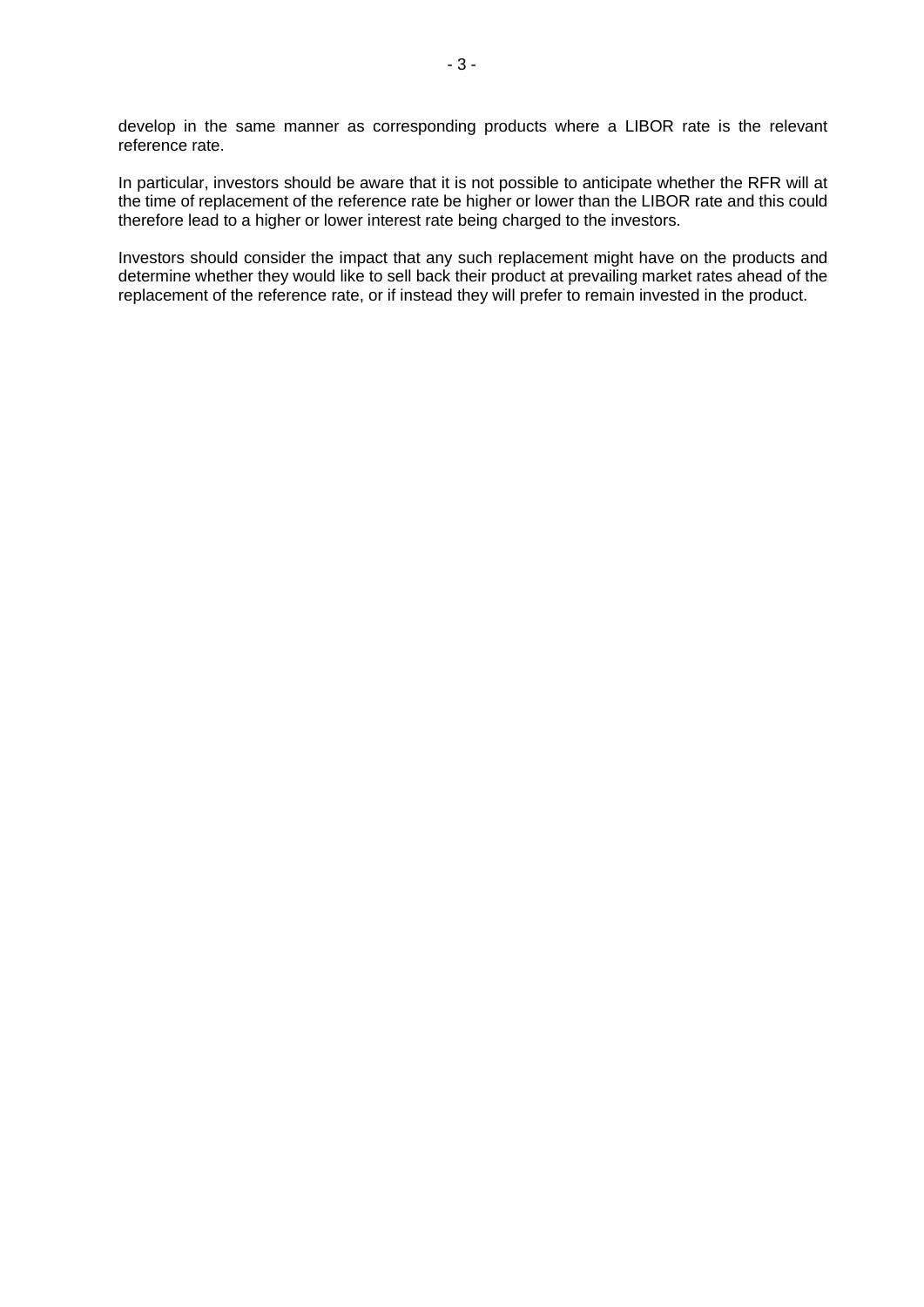develop in the same manner as corresponding products where a LIBOR rate is the relevant reference rate.

In particular, investors should be aware that it is not possible to anticipate whether the RFR will at the time of replacement of the reference rate be higher or lower than the LIBOR rate and this could therefore lead to a higher or lower interest rate being charged to the investors.

Investors should consider the impact that any such replacement might have on the products and determine whether they would like to sell back their product at prevailing market rates ahead of the replacement of the reference rate, or if instead they will prefer to remain invested in the product.